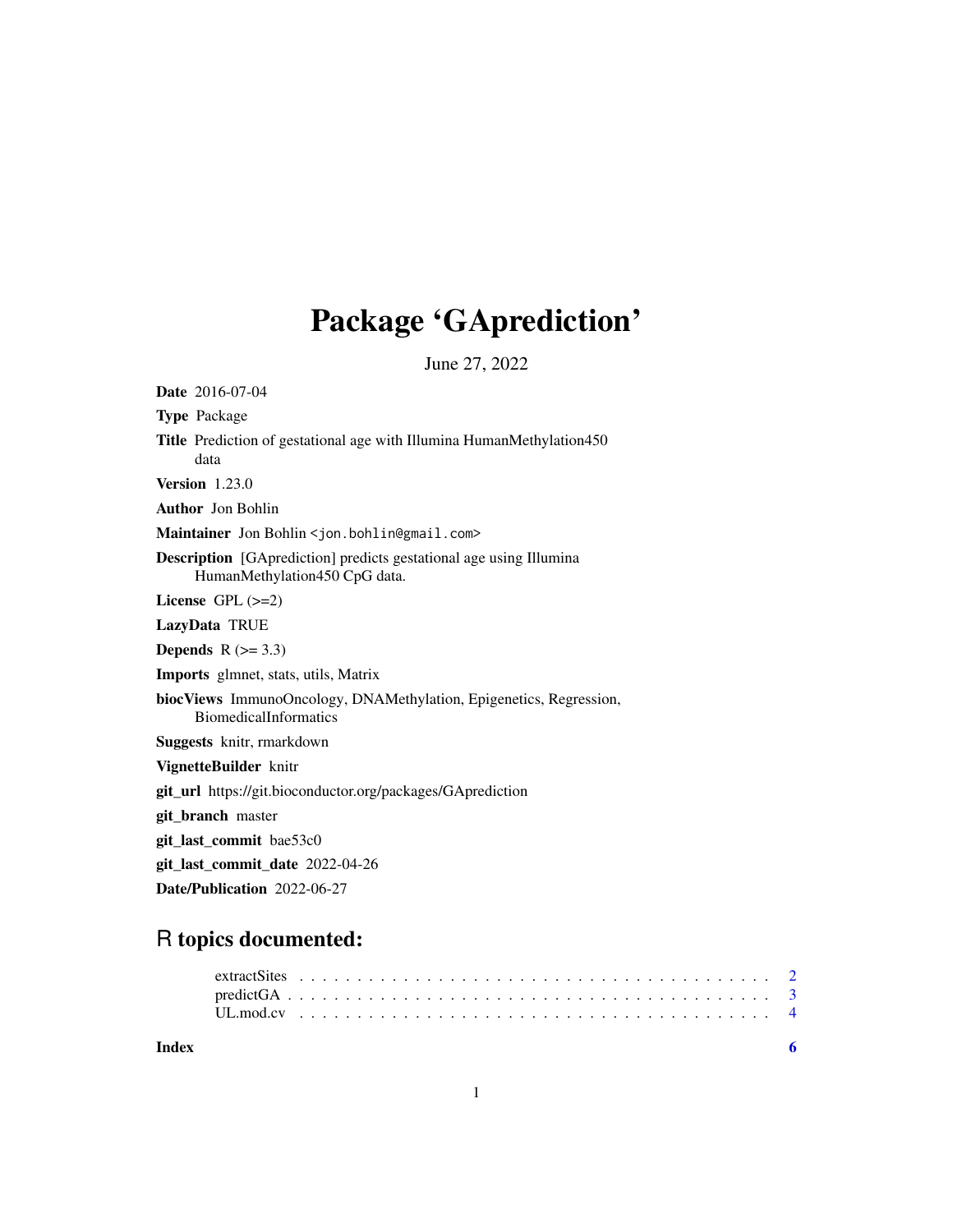# Package 'GAprediction'

June 27, 2022

**Date** 2016-07-04

**Type** Package

**Title** Prediction of gestational age with Illumina HumanMethylation450 data

**Version** 1.23.0

**Author** Jon Bohlin

**Maintainer** Jon Bohlin <jon.bohlin@gmail.com>

**Description** [GAprediction] predicts gestational age using Illumina HumanMethylation450 CpG data.

**License** GPL (>=2)

**LazyData** TRUE

**Depends** R (>= 3.3)

**Imports** glmnet, stats, utils, Matrix

**biocViews** ImmunoOncology, DNAMethylation, Epigenetics, Regression, BiomedicalInformatics

**Suggests** knitr, rmarkdown

**VignetteBuilder** knitr

**git_url** https://git.bioconductor.org/packages/GAprediction

**git_branch** master

**git_last_commit** bae53c0

**git_last_commit_date** 2022-04-26

**Date/Publication** 2022-06-27

## R topics documented:

- extractSites . . . . . . . . . . . . . . . . . . . . . . . . . . . . . . . . . . . . . . . . 2
- predictGA . . . . . . . . . . . . . . . . . . . . . . . . . . . . . . . . . . . . . . . . . 3
- UL.mod.cv . . . . . . . . . . . . . . . . . . . . . . . . . . . . . . . . . . . . . . . . . 4

**Index** 6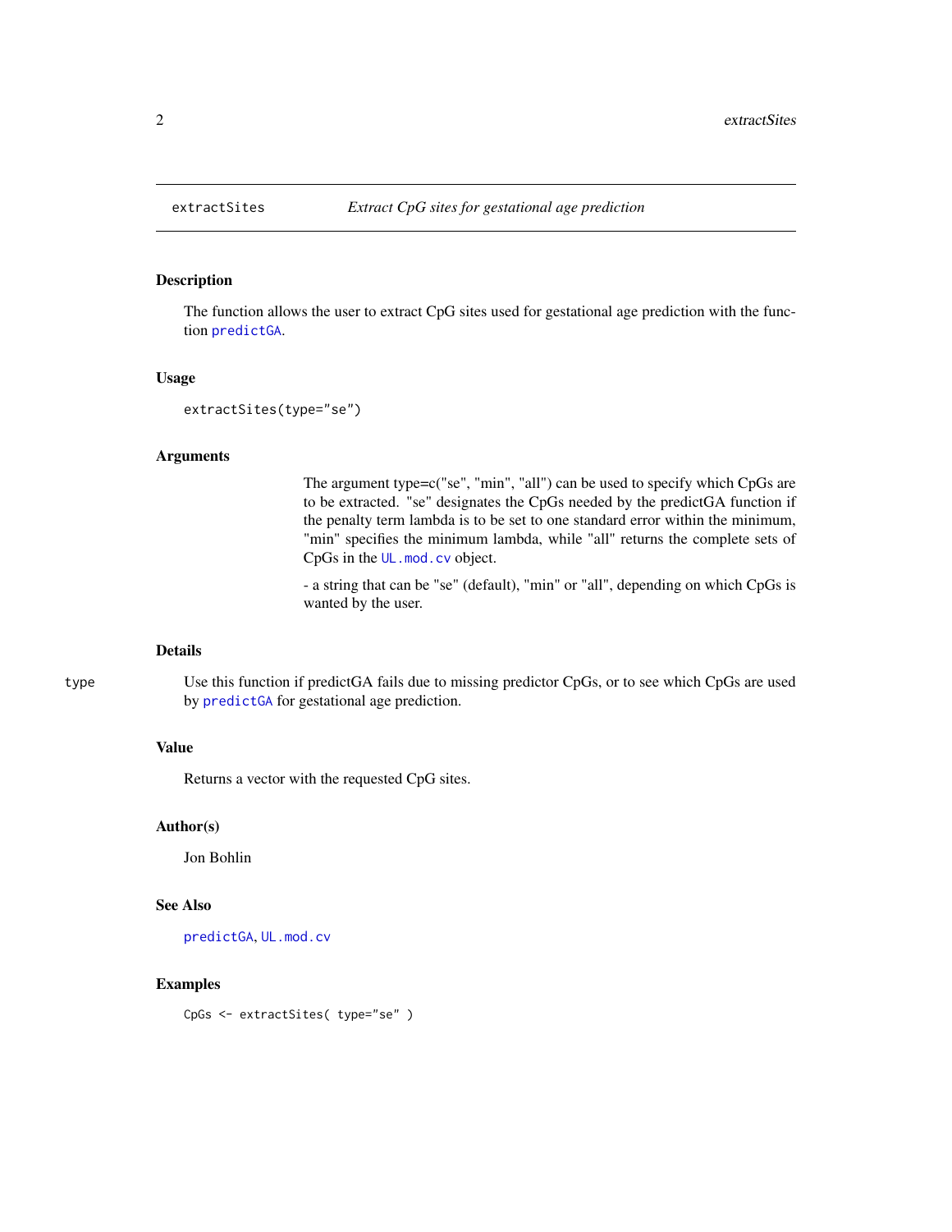## extractSites — *Extract CpG sites for gestational age prediction*

### Description

The function allows the user to extract CpG sites used for gestational age prediction with the function predictGA.

### Usage

```
extractSites(type="se")
```

### Arguments

type — The argument type=c("se", "min", "all") can be used to specify which CpGs are to be extracted. "se" designates the CpGs needed by the predictGA function if the penalty term lambda is to be set to one standard error within the minimum, "min" specifies the minimum lambda, while "all" returns the complete sets of CpGs in the UL.mod.cv object.

- a string that can be "se" (default), "min" or "all", depending on which CpGs is wanted by the user.

### Details

Use this function if predictGA fails due to missing predictor CpGs, or to see which CpGs are used by predictGA for gestational age prediction.

### Value

Returns a vector with the requested CpG sites.

### Author(s)

Jon Bohlin

### See Also

predictGA, UL.mod.cv

### Examples

```
CpGs <- extractSites( type="se" )
```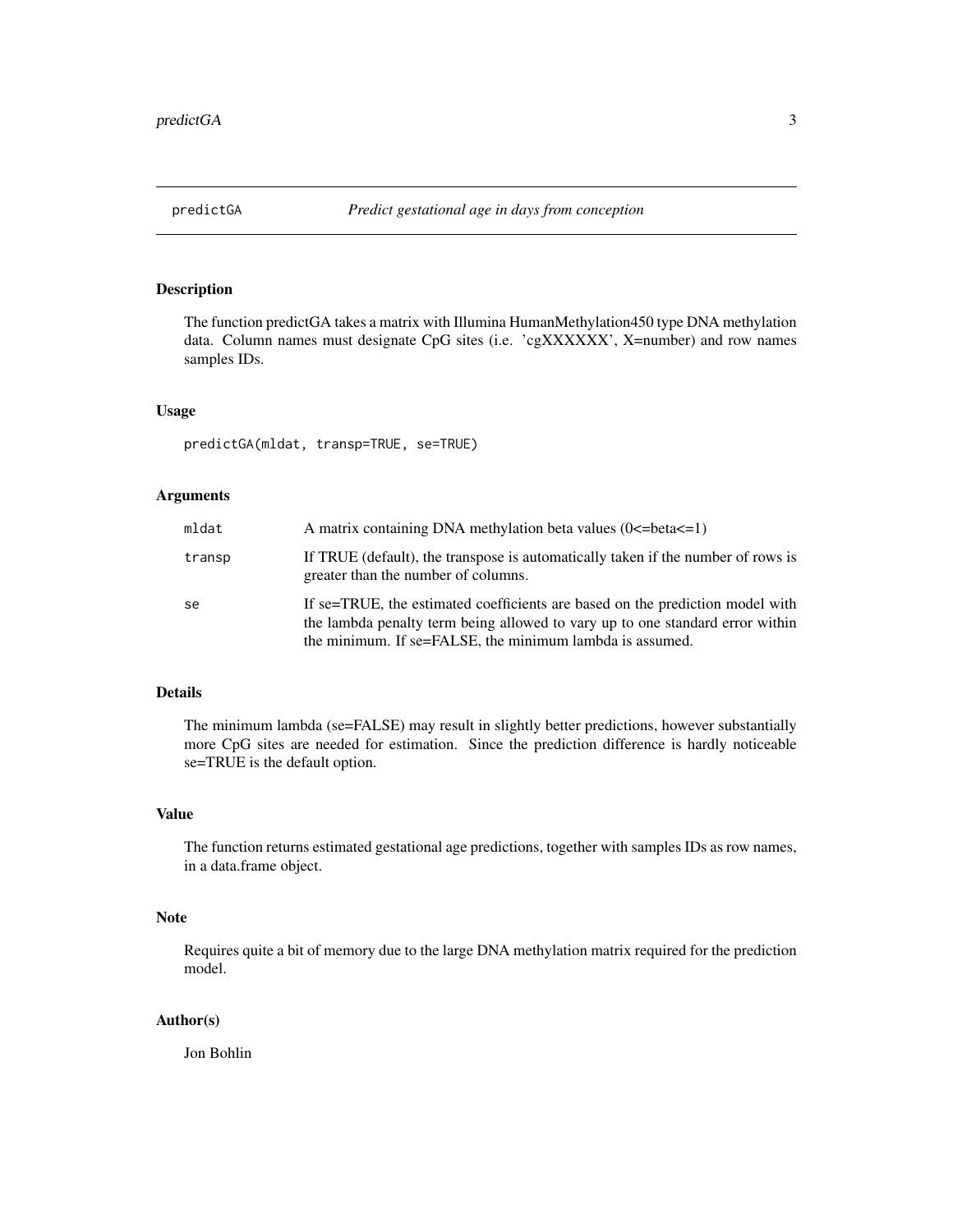predictGA *Predict gestational age in days from conception*

## Description

The function predictGA takes a matrix with Illumina HumanMethylation450 type DNA methylation data. Column names must designate CpG sites (i.e. 'cgXXXXXX', X=number) and row names samples IDs.

## Usage

```
predictGA(mldat, transp=TRUE, se=TRUE)
```

## Arguments

| | |
|---|---|
| mldat | A matrix containing DNA methylation beta values (0<=beta<=1) |
| transp | If TRUE (default), the transpose is automatically taken if the number of rows is greater than the number of columns. |
| se | If se=TRUE, the estimated coefficients are based on the prediction model with the lambda penalty term being allowed to vary up to one standard error within the minimum. If se=FALSE, the minimum lambda is assumed. |

## Details

The minimum lambda (se=FALSE) may result in slightly better predictions, however substantially more CpG sites are needed for estimation. Since the prediction difference is hardly noticeable se=TRUE is the default option.

## Value

The function returns estimated gestational age predictions, together with samples IDs as row names, in a data.frame object.

## Note

Requires quite a bit of memory due to the large DNA methylation matrix required for the prediction model.

## Author(s)

Jon Bohlin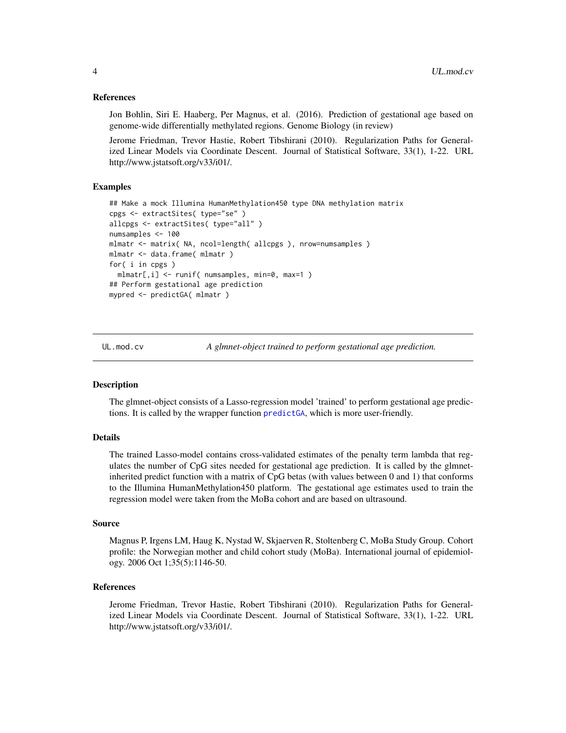### References

Jon Bohlin, Siri E. Haaberg, Per Magnus, et al. (2016). Prediction of gestational age based on genome-wide differentially methylated regions. Genome Biology (in review)

Jerome Friedman, Trevor Hastie, Robert Tibshirani (2010). Regularization Paths for Generalized Linear Models via Coordinate Descent. Journal of Statistical Software, 33(1), 1-22. URL http://www.jstatsoft.org/v33/i01/.

### Examples

```
## Make a mock Illumina HumanMethylation450 type DNA methylation matrix
cpgs <- extractSites( type="se" )
allcpgs <- extractSites( type="all" )
numsamples <- 100
mlmatr <- matrix( NA, ncol=length( allcpgs ), nrow=numsamples )
mlmatr <- data.frame( mlmatr )
for( i in cpgs )
  mlmatr[,i] <- runif( numsamples, min=0, max=1 )
## Perform gestational age prediction
mypred <- predictGA( mlmatr )
```

---

## UL.mod.cv — *A glmnet-object trained to perform gestational age prediction.*

---

### Description

The glmnet-object consists of a Lasso-regression model 'trained' to perform gestational age predictions. It is called by the wrapper function predictGA, which is more user-friendly.

### Details

The trained Lasso-model contains cross-validated estimates of the penalty term lambda that regulates the number of CpG sites needed for gestational age prediction. It is called by the glmnet-inherited predict function with a matrix of CpG betas (with values between 0 and 1) that conforms to the Illumina HumanMethylation450 platform. The gestational age estimates used to train the regression model were taken from the MoBa cohort and are based on ultrasound.

### Source

Magnus P, Irgens LM, Haug K, Nystad W, Skjaerven R, Stoltenberg C, MoBa Study Group. Cohort profile: the Norwegian mother and child cohort study (MoBa). International journal of epidemiology. 2006 Oct 1;35(5):1146-50.

### References

Jerome Friedman, Trevor Hastie, Robert Tibshirani (2010). Regularization Paths for Generalized Linear Models via Coordinate Descent. Journal of Statistical Software, 33(1), 1-22. URL http://www.jstatsoft.org/v33/i01/.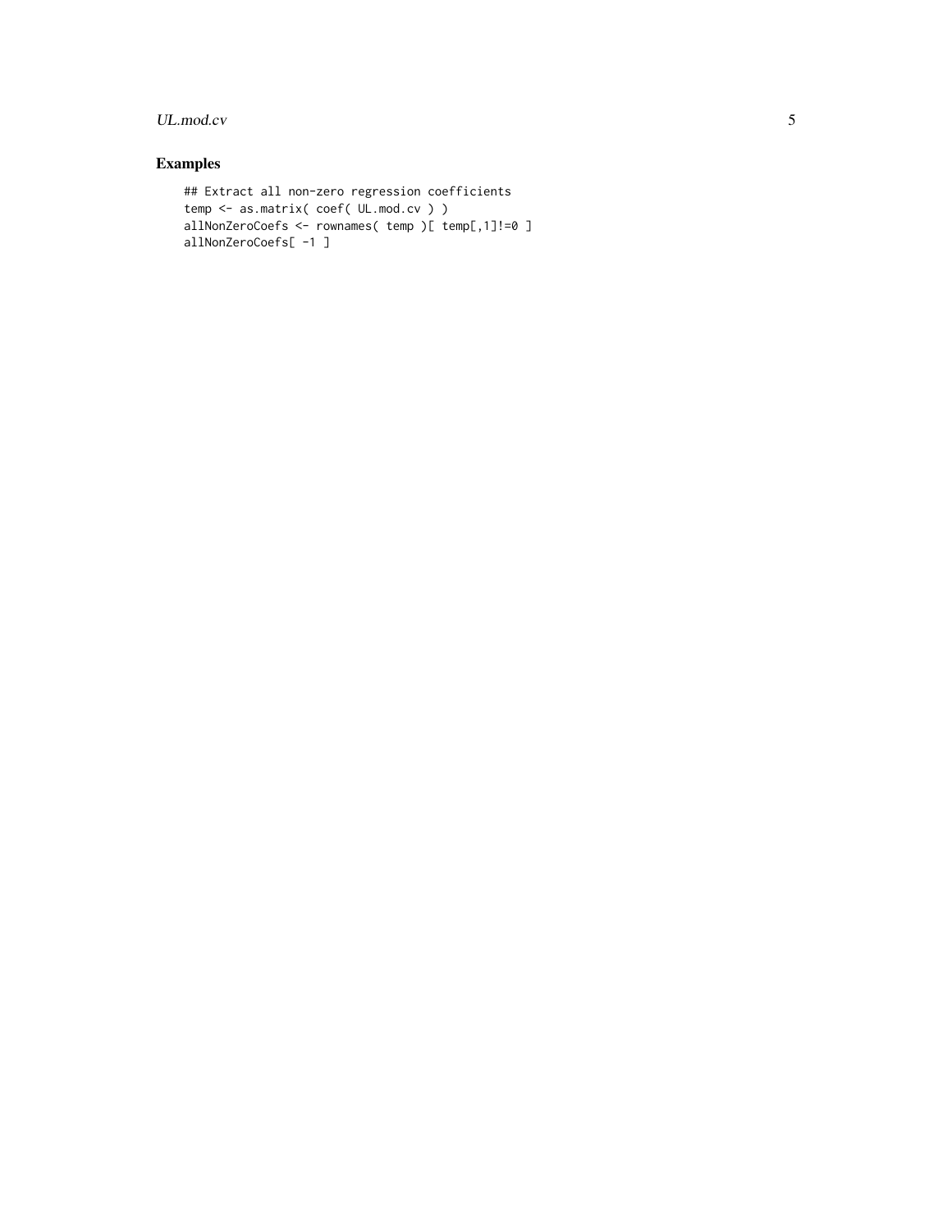## Examples

```
## Extract all non-zero regression coefficients
temp <- as.matrix( coef( UL.mod.cv ) )
allNonZeroCoefs <- rownames( temp )[ temp[,1]!=0 ]
allNonZeroCoefs[ -1 ]
```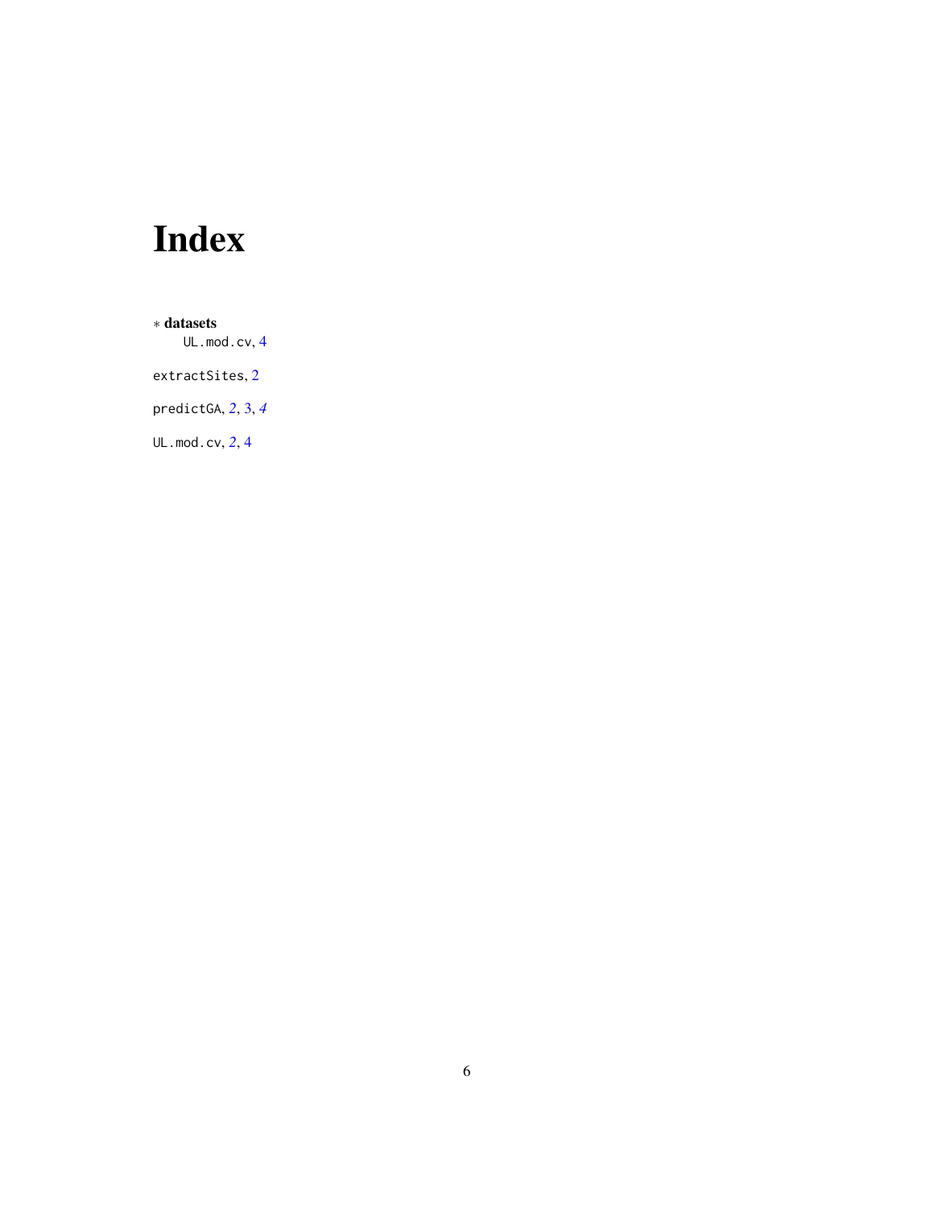# Index

∗ **datasets**
    UL.mod.cv, 4

extractSites, 2

predictGA, *2*, 3, *4*

UL.mod.cv, *2*, 4